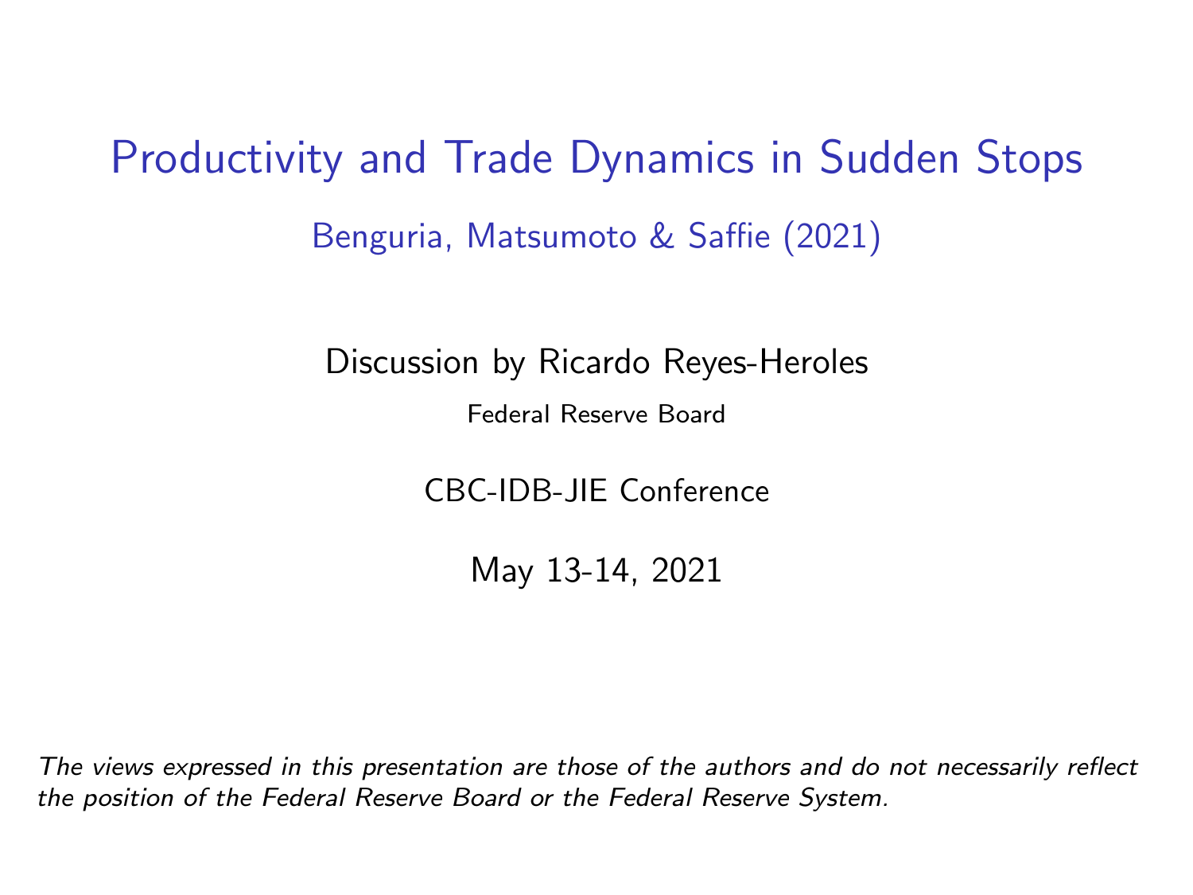# Productivity and Trade Dynamics in Sudden Stops

## Benguria, Matsumoto & Saffie (2021)

Discussion by Ricardo Reyes-Heroles

Federal Reserve Board

CBC-IDB-JIE Conference

May 13-14, 2021

*The views expressed in this presentation are those of the authors and do not necessarily reflect the position of the Federal Reserve Board or the Federal Reserve System.*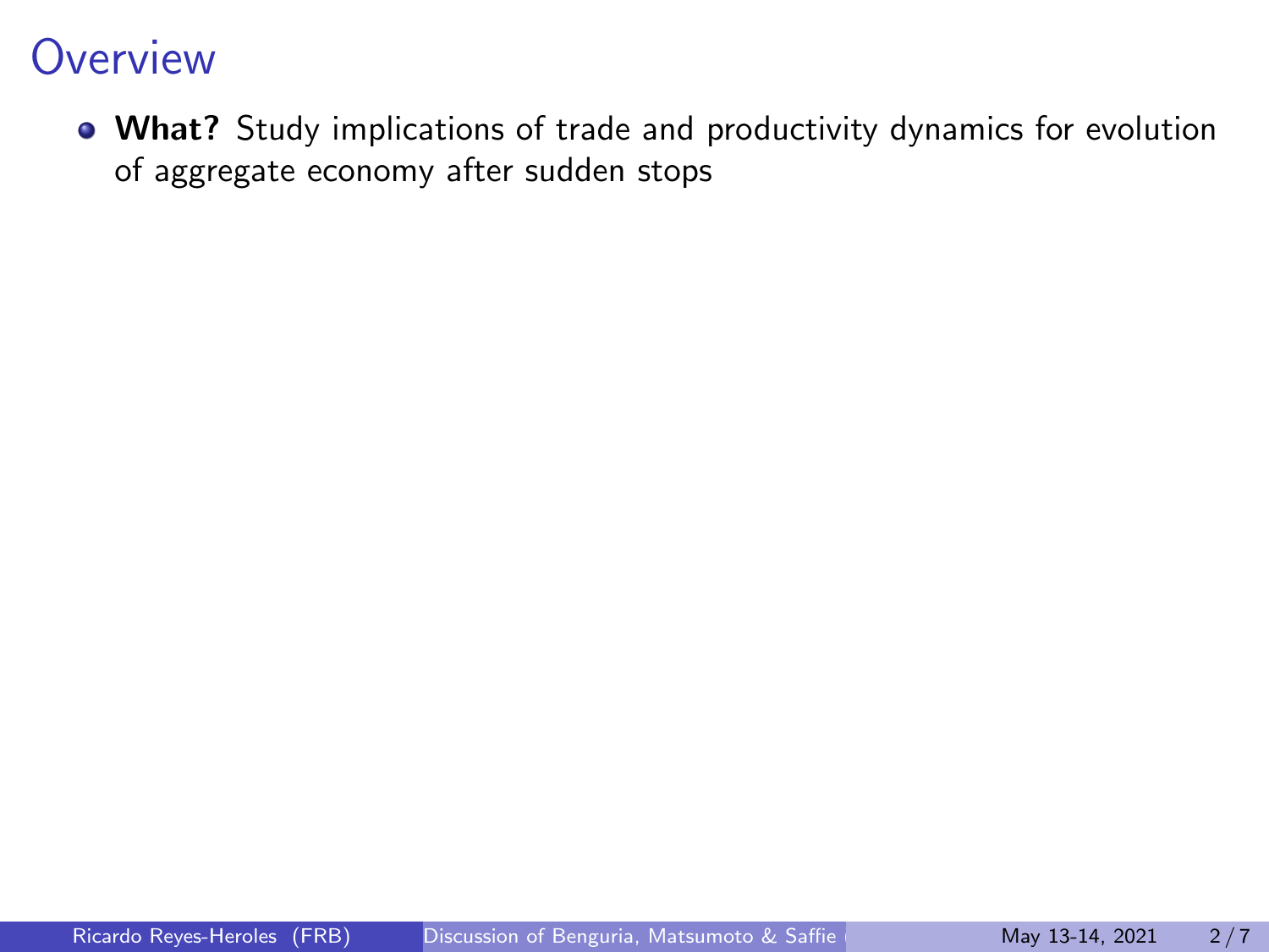# Overview

- **What?** Study implications of trade and productivity dynamics for evolution of aggregate economy after sudden stops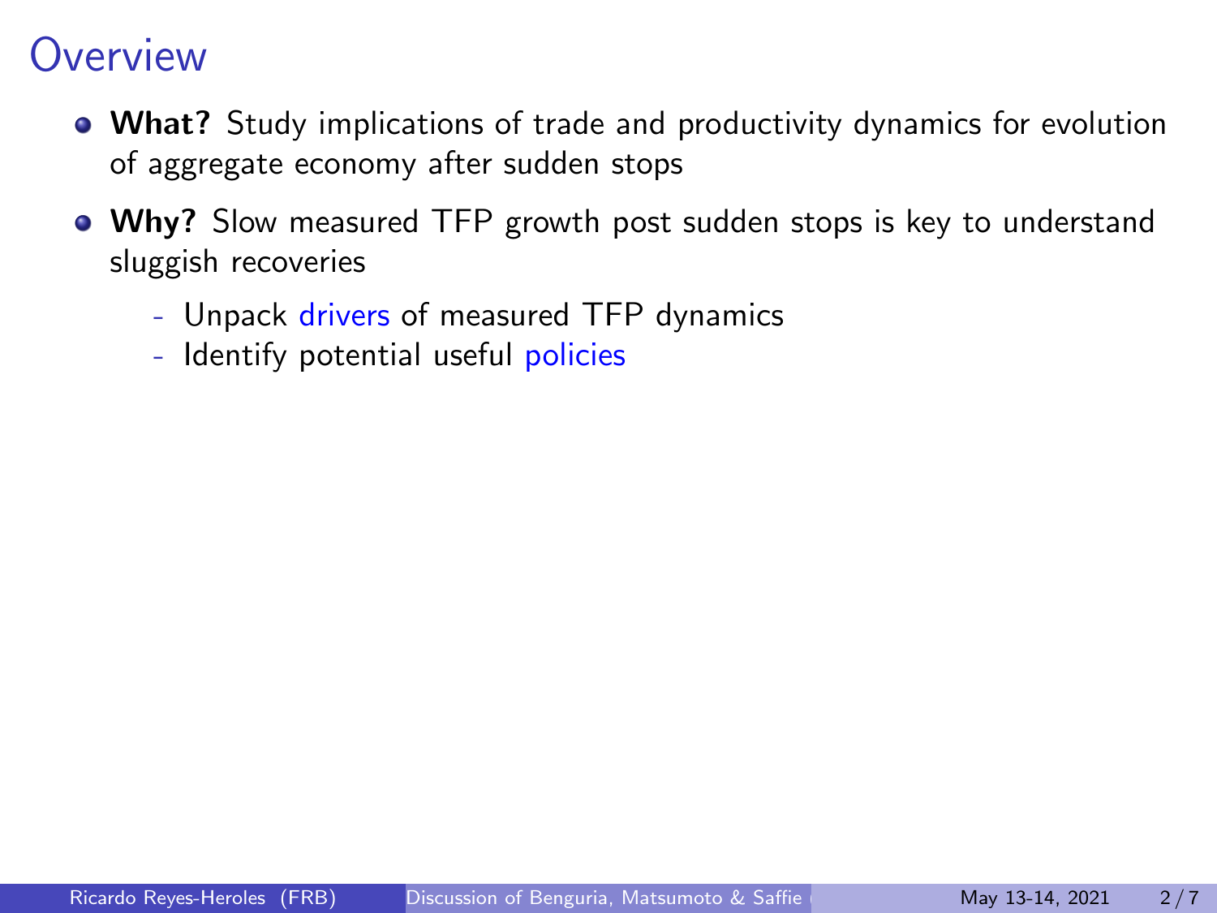# Overview

- **What?** Study implications of trade and productivity dynamics for evolution of aggregate economy after sudden stops
- **Why?** Slow measured TFP growth post sudden stops is key to understand sluggish recoveries
  - Unpack drivers of measured TFP dynamics
  - Identify potential useful policies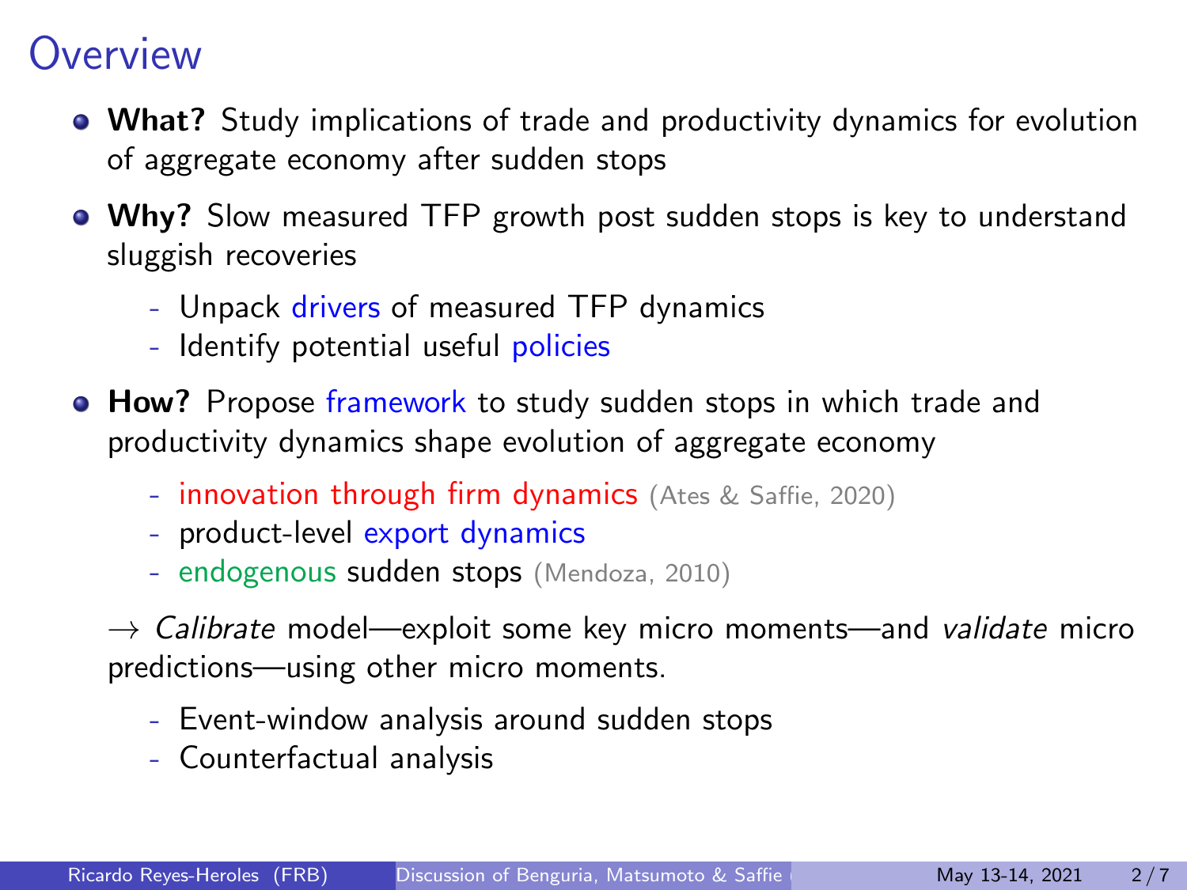# Overview

- **What?** Study implications of trade and productivity dynamics for evolution of aggregate economy after sudden stops
- **Why?** Slow measured TFP growth post sudden stops is key to understand sluggish recoveries
  - Unpack drivers of measured TFP dynamics
  - Identify potential useful policies
- **How?** Propose framework to study sudden stops in which trade and productivity dynamics shape evolution of aggregate economy
  - innovation through firm dynamics (Ates & Saffie, 2020)
  - product-level export dynamics
  - endogenous sudden stops (Mendoza, 2010)

  $\rightarrow$ *Calibrate* model—exploit some key micro moments—and *validate* micro predictions—using other micro moments.

  - Event-window analysis around sudden stops
  - Counterfactual analysis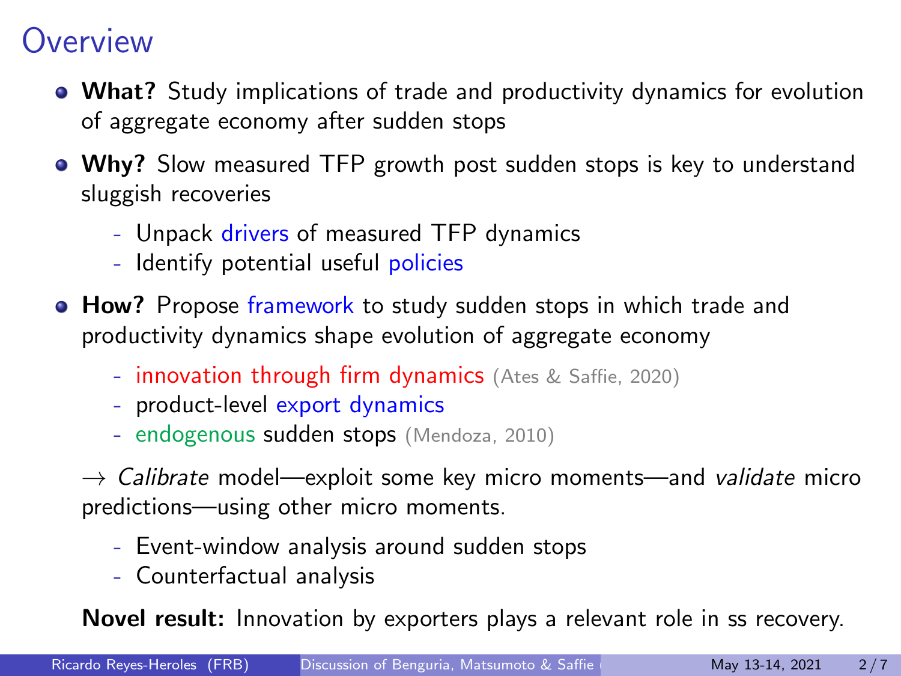# Overview

- **What?** Study implications of trade and productivity dynamics for evolution of aggregate economy after sudden stops
- **Why?** Slow measured TFP growth post sudden stops is key to understand sluggish recoveries
  - Unpack drivers of measured TFP dynamics
  - Identify potential useful policies
- **How?** Propose framework to study sudden stops in which trade and productivity dynamics shape evolution of aggregate economy
  - innovation through firm dynamics (Ates & Saffie, 2020)
  - product-level export dynamics
  - endogenous sudden stops (Mendoza, 2010)

  → *Calibrate* model—exploit some key micro moments—and *validate* micro predictions—using other micro moments.

  - Event-window analysis around sudden stops
  - Counterfactual analysis

  **Novel result:** Innovation by exporters plays a relevant role in ss recovery.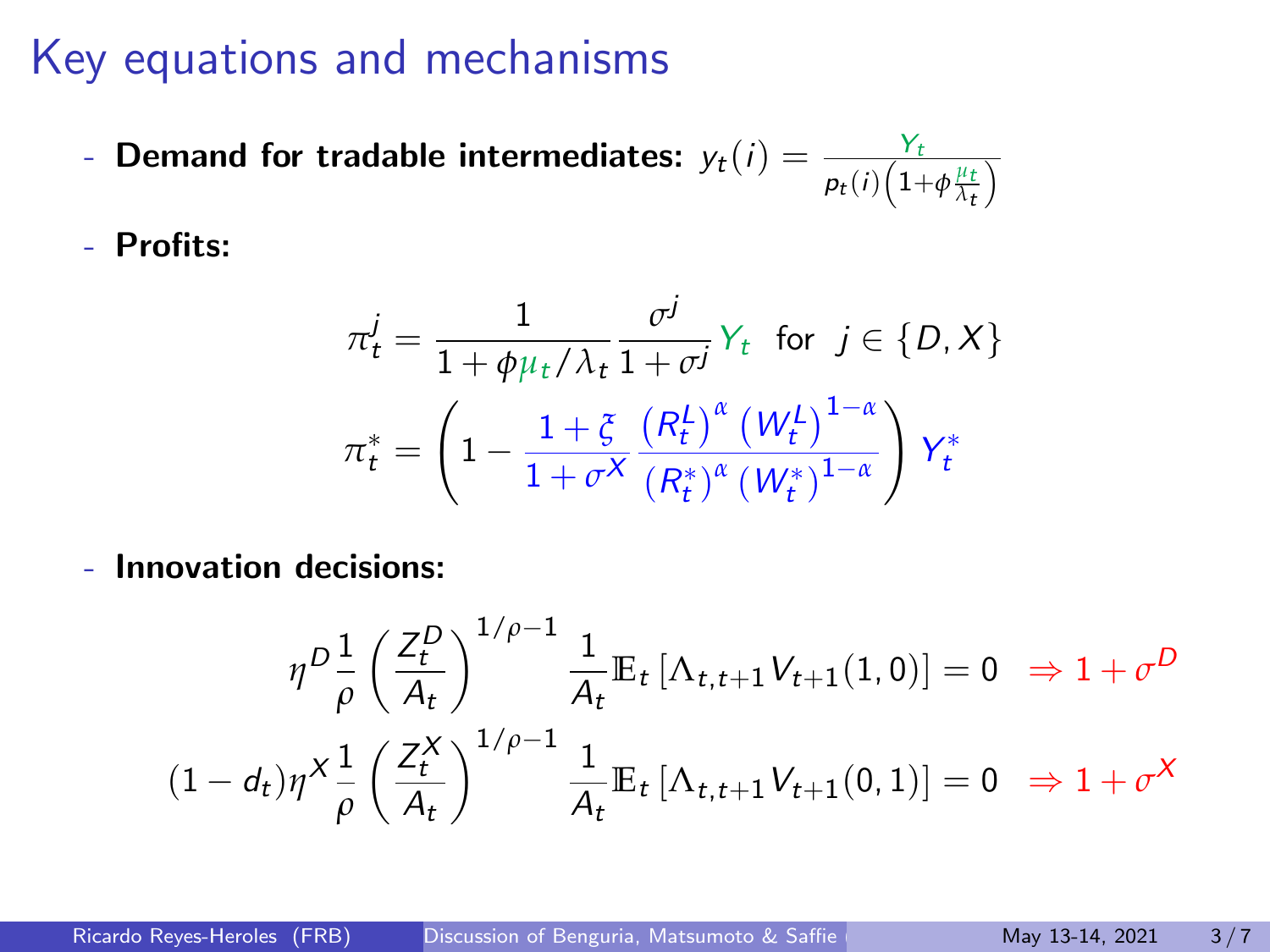# Key equations and mechanisms

- **Demand for tradable intermediates:** $y_t(i) = \frac{Y_t}{p_t(i)\left(1+\phi\frac{\mu_t}{\lambda_t}\right)}$

- **Profits:**

$$\pi_t^j = \frac{1}{1+\phi\mu_t/\lambda_t}\frac{\sigma^j}{1+\sigma^j}Y_t \quad \text{for} \quad j \in \{D, X\}$$

$$\pi_t^* = \left(1 - \frac{1+\xi}{1+\sigma^X}\frac{\left(R_t^L\right)^\alpha\left(W_t^L\right)^{1-\alpha}}{\left(R_t^*\right)^\alpha\left(W_t^*\right)^{1-\alpha}}\right)Y_t^*$$

- **Innovation decisions:**

$$\eta^D\frac{1}{\rho}\left(\frac{Z_t^D}{A_t}\right)^{1/\rho-1}\frac{1}{A_t}\mathbb{E}_t\left[\Lambda_{t,t+1}V_{t+1}(1,0)\right] = 0 \quad \Rightarrow 1+\sigma^D$$

$$(1-d_t)\eta^X\frac{1}{\rho}\left(\frac{Z_t^X}{A_t}\right)^{1/\rho-1}\frac{1}{A_t}\mathbb{E}_t\left[\Lambda_{t,t+1}V_{t+1}(0,1)\right] = 0 \quad \Rightarrow 1+\sigma^X$$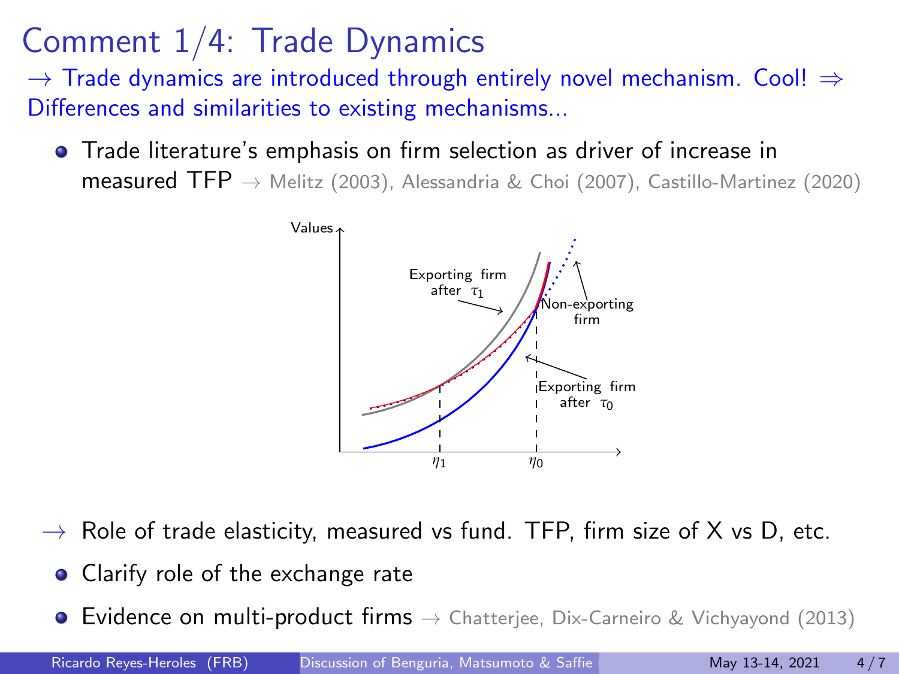# Comment 1/4: Trade Dynamics

→ Trade dynamics are introduced through entirely novel mechanism. Cool! ⇒ Differences and similarities to existing mechanisms...

- Trade literature's emphasis on firm selection as driver of increase in measured TFP → Melitz (2003), Alessandria & Choi (2007), Castillo-Martinez (2020)

Values

Exporting firm after $\tau_1$

Non-exporting firm

Exporting firm after $\tau_0$

$\eta_1$ $\eta_0$

→ Role of trade elasticity, measured vs fund. TFP, firm size of X vs D, etc.

- Clarify role of the exchange rate
- Evidence on multi-product firms → Chatterjee, Dix-Carneiro & Vichyayond (2013)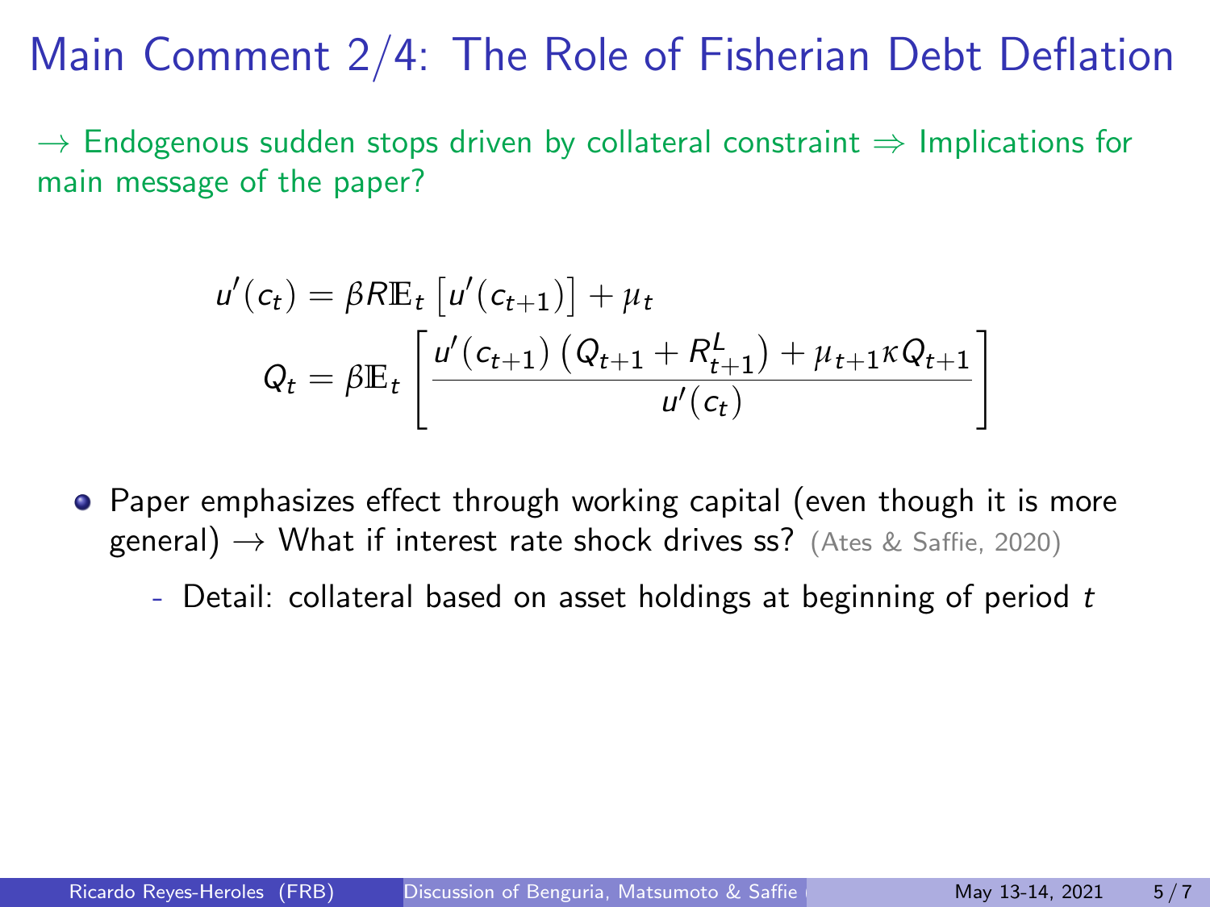# Main Comment 2/4: The Role of Fisherian Debt Deflation

→ Endogenous sudden stops driven by collateral constraint ⇒ Implications for main message of the paper?

$$u'(c_t) = \beta R \mathbb{E}_t \left[ u'(c_{t+1}) \right] + \mu_t$$

$$Q_t = \beta \mathbb{E}_t \left[ \frac{u'(c_{t+1}) \left( Q_{t+1} + R^L_{t+1} \right) + \mu_{t+1} \kappa Q_{t+1}}{u'(c_t)} \right]$$

- Paper emphasizes effect through working capital (even though it is more general) → What if interest rate shock drives ss? (Ates & Saffie, 2020)
  - Detail: collateral based on asset holdings at beginning of period $t$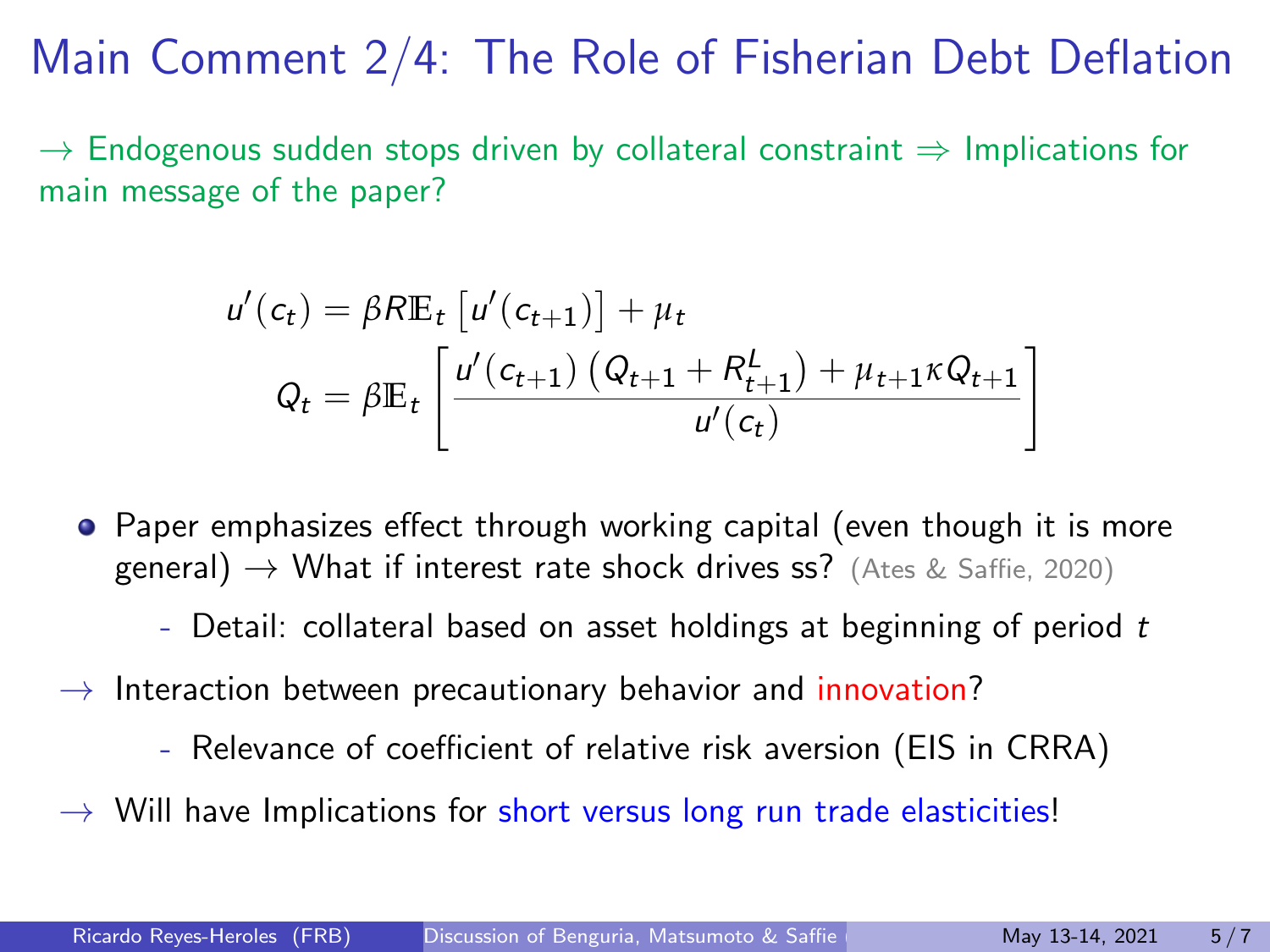# Main Comment 2/4: The Role of Fisherian Debt Deflation

→ Endogenous sudden stops driven by collateral constraint ⇒ Implications for main message of the paper?

$$u'(c_t) = \beta R \mathbb{E}_t \left[ u'(c_{t+1}) \right] + \mu_t$$

$$Q_t = \beta \mathbb{E}_t \left[ \frac{u'(c_{t+1}) \left( Q_{t+1} + R^L_{t+1} \right) + \mu_{t+1} \kappa Q_{t+1}}{u'(c_t)} \right]$$

- Paper emphasizes effect through working capital (even though it is more general) → What if interest rate shock drives ss? (Ates & Saffie, 2020)
  - Detail: collateral based on asset holdings at beginning of period $t$

→ Interaction between precautionary behavior and innovation?

- Relevance of coefficient of relative risk aversion (EIS in CRRA)

→ Will have Implications for short versus long run trade elasticities!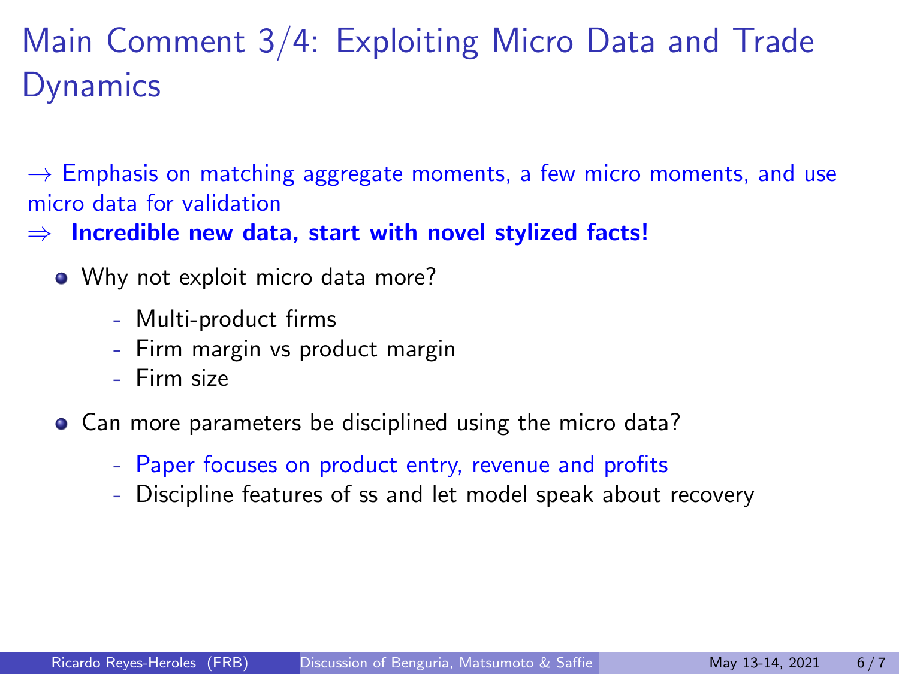# Main Comment 3/4: Exploiting Micro Data and Trade Dynamics

$\rightarrow$ Emphasis on matching aggregate moments, a few micro moments, and use micro data for validation

$\Rightarrow$ **Incredible new data, start with novel stylized facts!**

- Why not exploit micro data more?
  - Multi-product firms
  - Firm margin vs product margin
  - Firm size
- Can more parameters be disciplined using the micro data?
  - Paper focuses on product entry, revenue and profits
  - Discipline features of ss and let model speak about recovery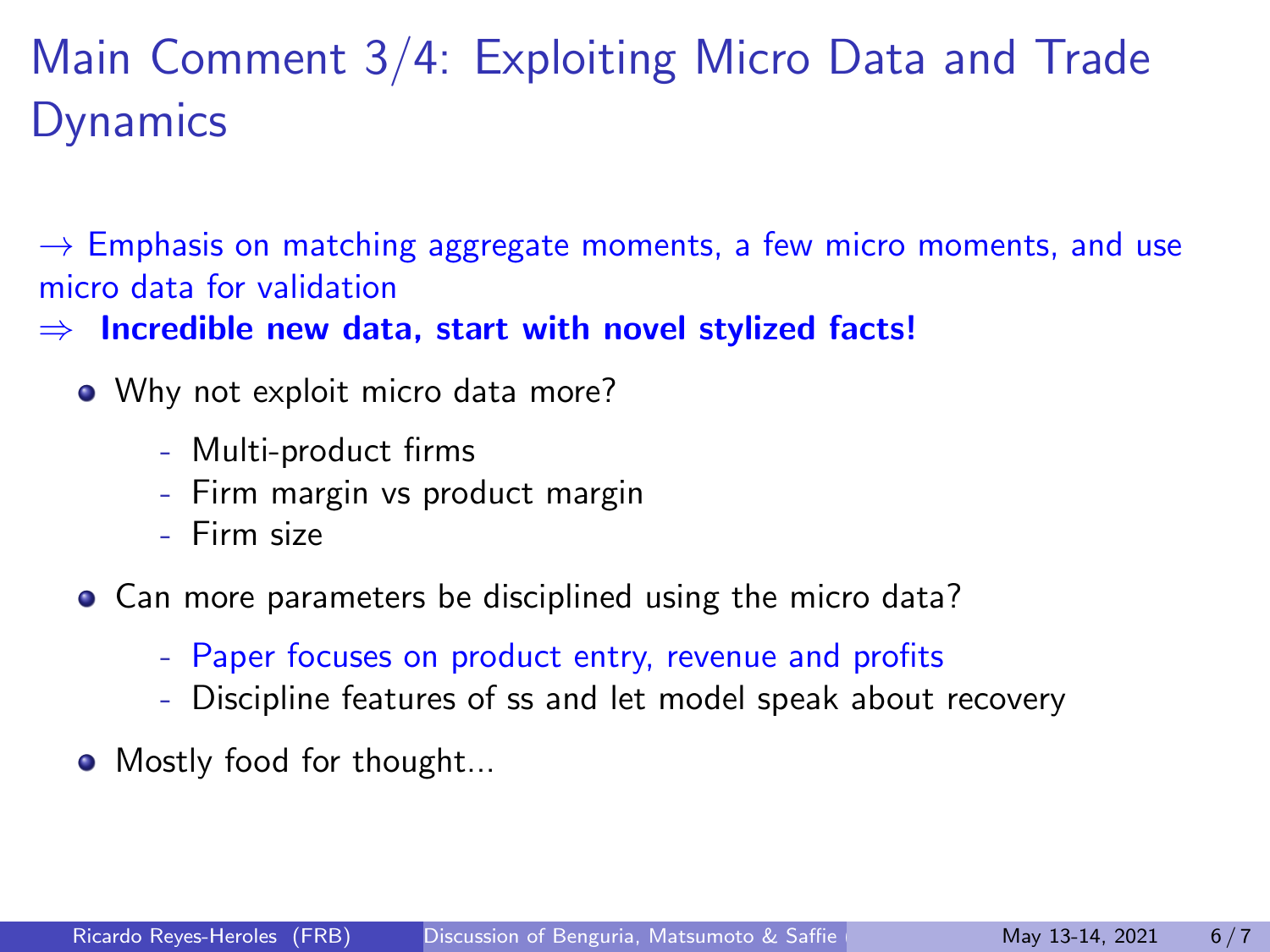# Main Comment 3/4: Exploiting Micro Data and Trade Dynamics

→ Emphasis on matching aggregate moments, a few micro moments, and use micro data for validation

⇒ **Incredible new data, start with novel stylized facts!**

- Why not exploit micro data more?
  - Multi-product firms
  - Firm margin vs product margin
  - Firm size
- Can more parameters be disciplined using the micro data?
  - Paper focuses on product entry, revenue and profits
  - Discipline features of ss and let model speak about recovery
- Mostly food for thought...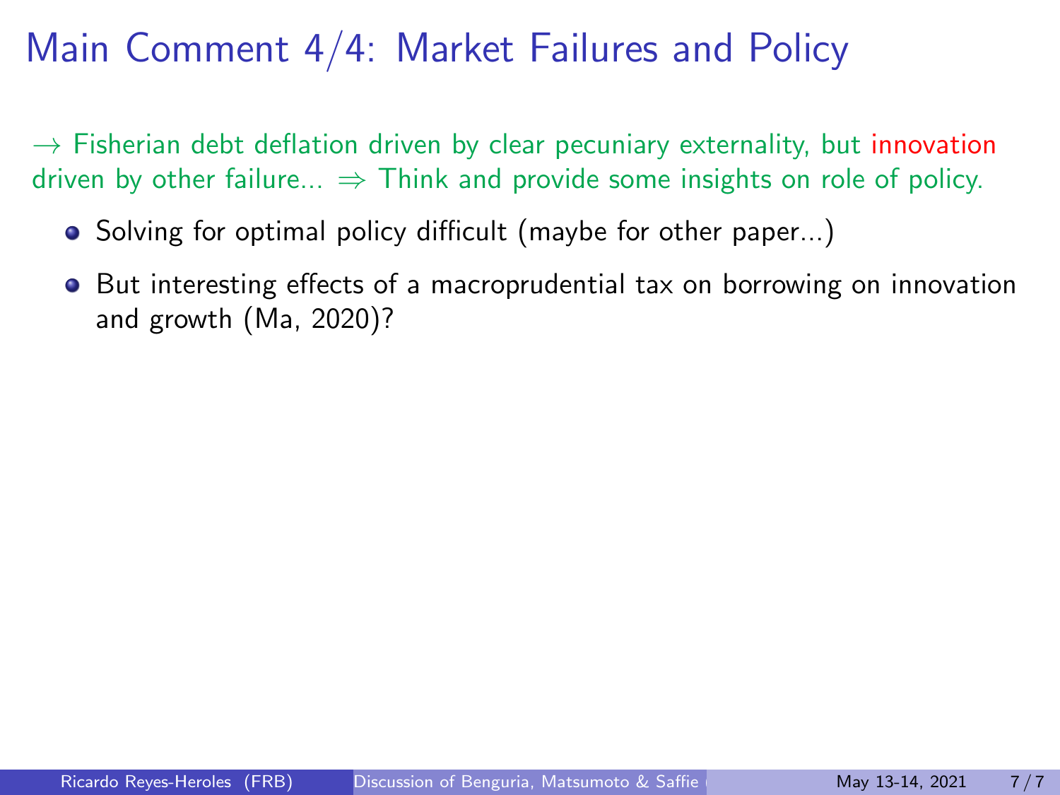# Main Comment 4/4: Market Failures and Policy

$\rightarrow$ Fisherian debt deflation driven by clear pecuniary externality, but innovation driven by other failure... $\Rightarrow$ Think and provide some insights on role of policy.

- Solving for optimal policy difficult (maybe for other paper...)
- But interesting effects of a macroprudential tax on borrowing on innovation and growth (Ma, 2020)?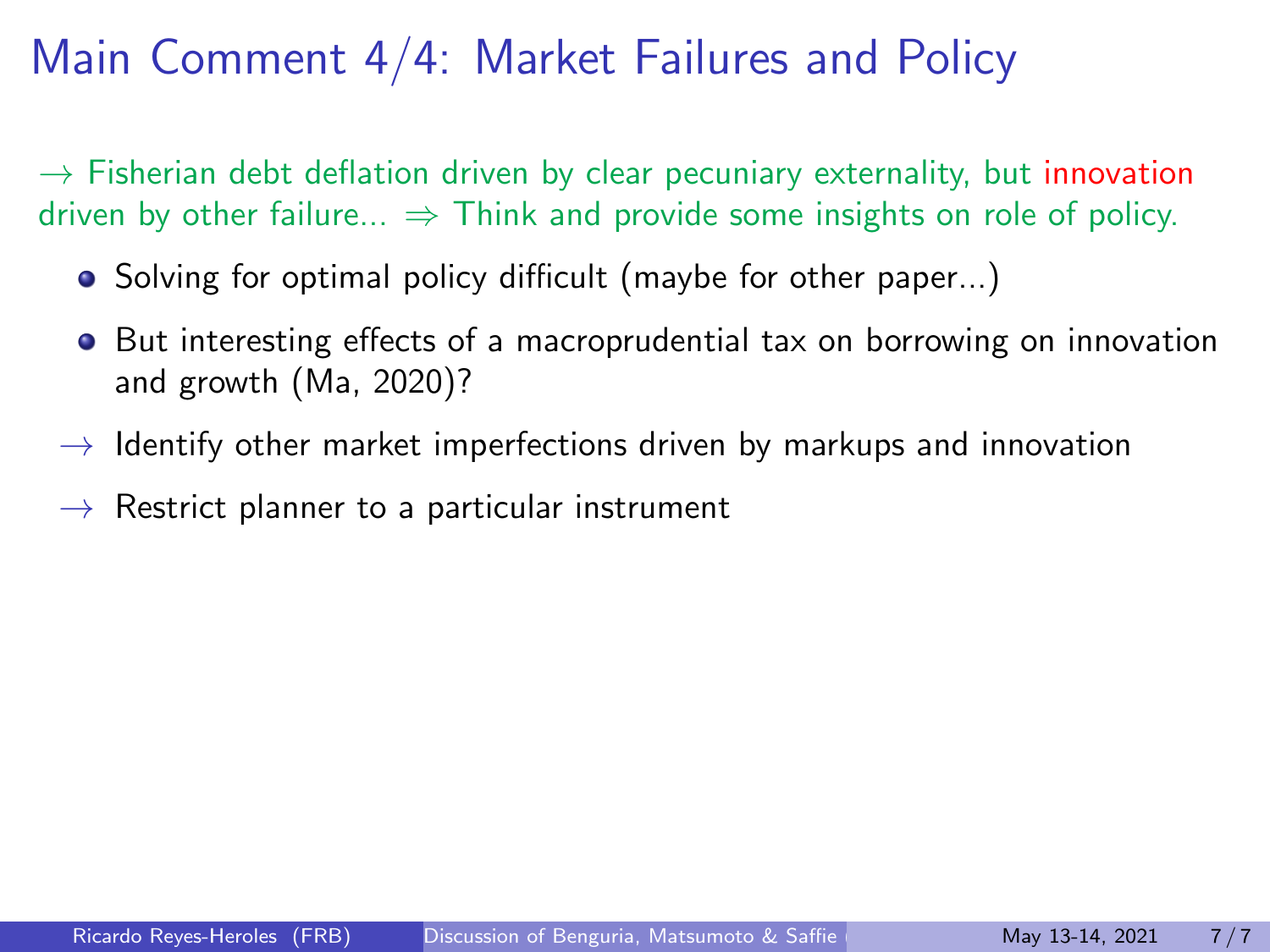# Main Comment 4/4: Market Failures and Policy

$\rightarrow$ Fisherian debt deflation driven by clear pecuniary externality, but innovation driven by other failure... $\Rightarrow$ Think and provide some insights on role of policy.

- Solving for optimal policy difficult (maybe for other paper...)
- But interesting effects of a macroprudential tax on borrowing on innovation and growth (Ma, 2020)?

$\rightarrow$ Identify other market imperfections driven by markups and innovation

$\rightarrow$ Restrict planner to a particular instrument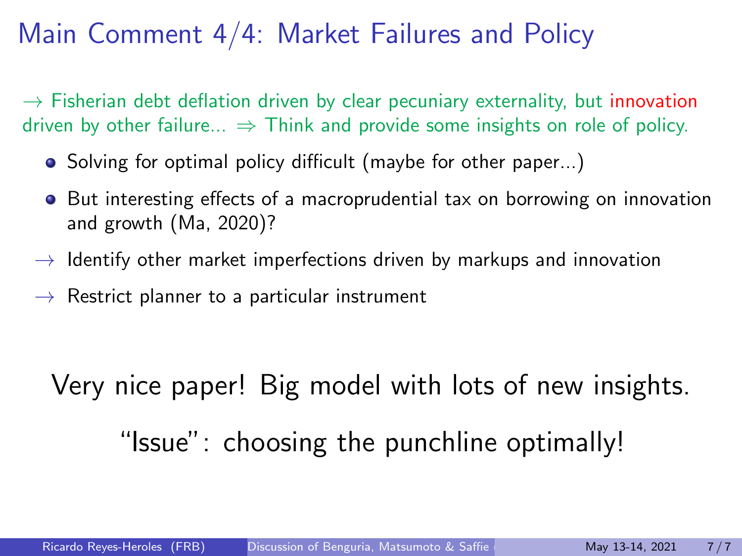# Main Comment 4/4: Market Failures and Policy

$\rightarrow$ Fisherian debt deflation driven by clear pecuniary externality, but innovation driven by other failure... $\Rightarrow$ Think and provide some insights on role of policy.

- Solving for optimal policy difficult (maybe for other paper...)
- But interesting effects of a macroprudential tax on borrowing on innovation and growth (Ma, 2020)?

$\rightarrow$ Identify other market imperfections driven by markups and innovation

$\rightarrow$ Restrict planner to a particular instrument

Very nice paper! Big model with lots of new insights.

"Issue": choosing the punchline optimally!